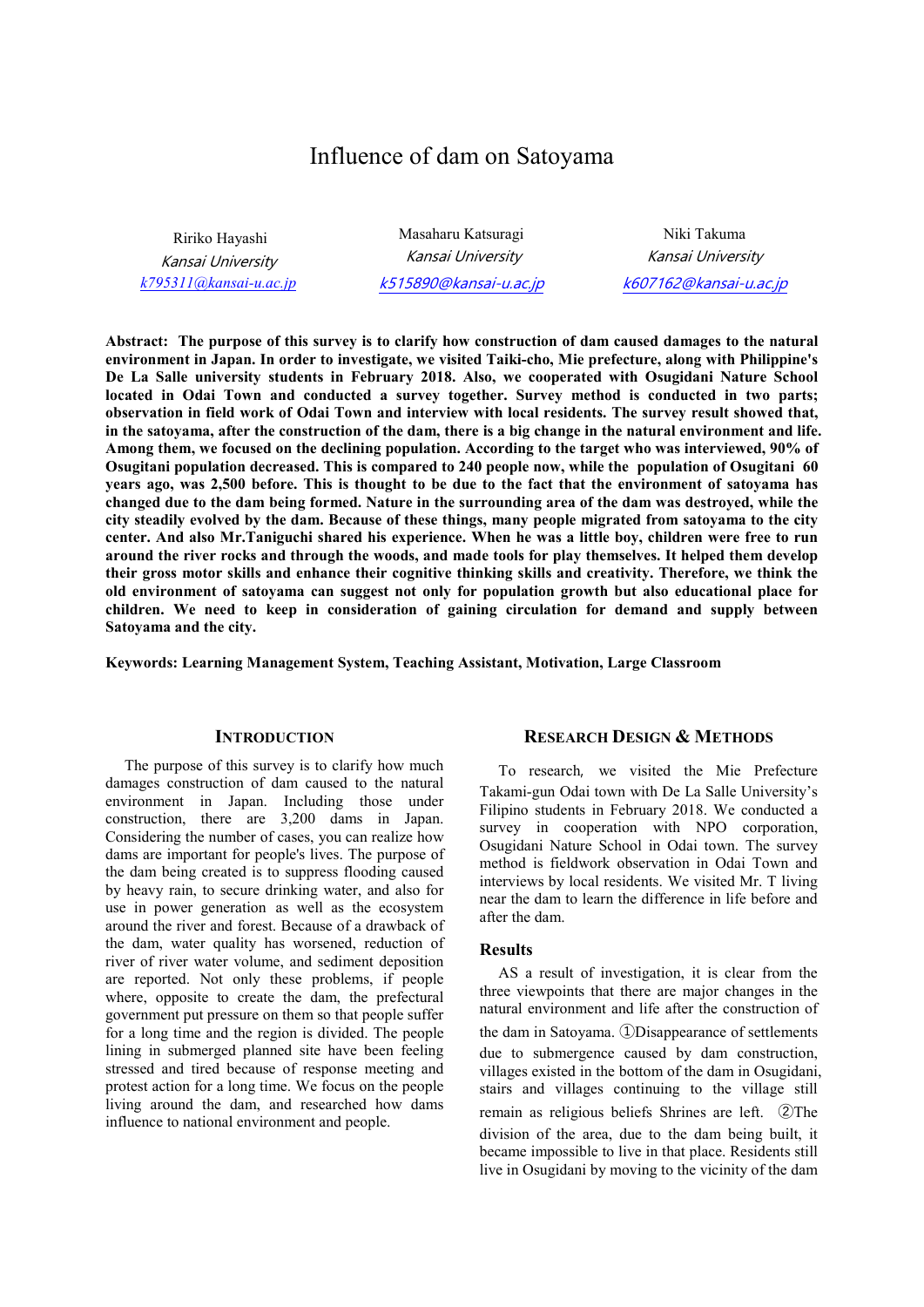# Influence of dam on Satoyama

Ririko Hayashi
*Kansai University*
k795311@kansai-u.ac.jp

Masaharu Katsuragi
*Kansai University*
k515890@kansai-u.ac.jp

Niki Takuma
*Kansai University*
k607162@kansai-u.ac.jp

**Abstract: The purpose of this survey is to clarify how construction of dam caused damages to the natural environment in Japan. In order to investigate, we visited Taiki-cho, Mie prefecture, along with Philippine's De La Salle university students in February 2018. Also, we cooperated with Osugidani Nature School located in Odai Town and conducted a survey together. Survey method is conducted in two parts; observation in field work of Odai Town and interview with local residents. The survey result showed that, in the satoyama, after the construction of the dam, there is a big change in the natural environment and life. Among them, we focused on the declining population. According to the target who was interviewed, 90% of Osugitani population decreased. This is compared to 240 people now, while the population of Osugitani 60 years ago, was 2,500 before. This is thought to be due to the fact that the environment of satoyama has changed due to the dam being formed. Nature in the surrounding area of the dam was destroyed, while the city steadily evolved by the dam. Because of these things, many people migrated from satoyama to the city center. And also Mr.Taniguchi shared his experience. When he was a little boy, children were free to run around the river rocks and through the woods, and made tools for play themselves. It helped them develop their gross motor skills and enhance their cognitive thinking skills and creativity. Therefore, we think the old environment of satoyama can suggest not only for population growth but also educational place for children. We need to keep in consideration of gaining circulation for demand and supply between Satoyama and the city.**

**Keywords: Learning Management System, Teaching Assistant, Motivation, Large Classroom**

## INTRODUCTION

The purpose of this survey is to clarify how much damages construction of dam caused to the natural environment in Japan. Including those under construction, there are 3,200 dams in Japan. Considering the number of cases, you can realize how dams are important for people's lives. The purpose of the dam being created is to suppress flooding caused by heavy rain, to secure drinking water, and also for use in power generation as well as the ecosystem around the river and forest. Because of a drawback of the dam, water quality has worsened, reduction of river of river water volume, and sediment deposition are reported. Not only these problems, if people where, opposite to create the dam, the prefectural government put pressure on them so that people suffer for a long time and the region is divided. The people lining in submerged planned site have been feeling stressed and tired because of response meeting and protest action for a long time. We focus on the people living around the dam, and researched how dams influence to national environment and people.

## RESEARCH DESIGN & METHODS

To research, we visited the Mie Prefecture Takami-gun Odai town with De La Salle University's Filipino students in February 2018. We conducted a survey in cooperation with NPO corporation, Osugidani Nature School in Odai town. The survey method is fieldwork observation in Odai Town and interviews by local residents. We visited Mr. T living near the dam to learn the difference in life before and after the dam.

### Results

AS a result of investigation, it is clear from the three viewpoints that there are major changes in the natural environment and life after the construction of the dam in Satoyama. ①Disappearance of settlements due to submergence caused by dam construction, villages existed in the bottom of the dam in Osugidani, stairs and villages continuing to the village still remain as religious beliefs Shrines are left. ②The division of the area, due to the dam being built, it became impossible to live in that place. Residents still live in Osugidani by moving to the vicinity of the dam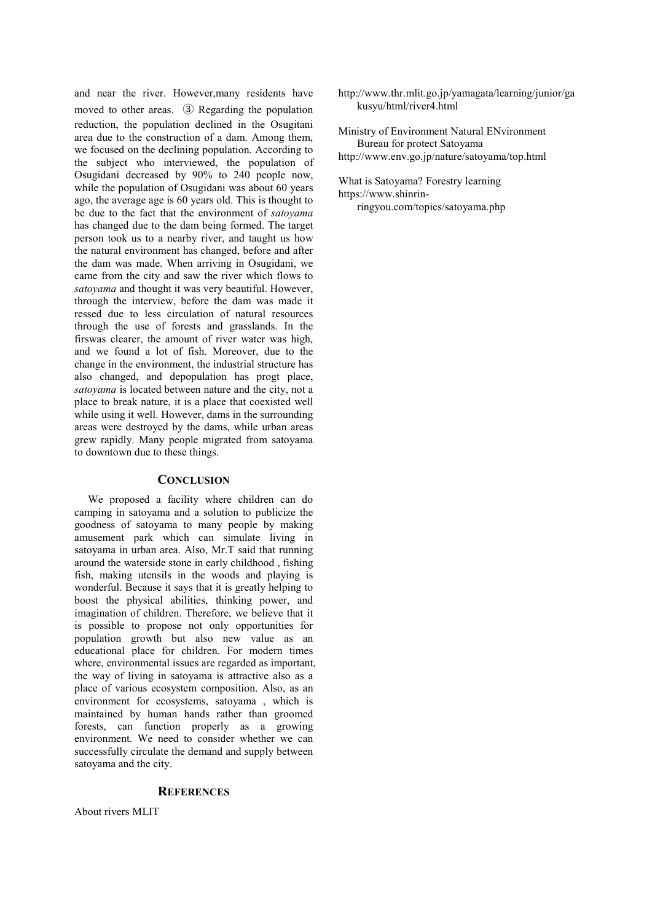and near the river. However,many residents have moved to other areas. ③ Regarding the population reduction, the population declined in the Osugitani area due to the construction of a dam. Among them, we focused on the declining population. According to the subject who interviewed, the population of Osugidani decreased by 90% to 240 people now, while the population of Osugidani was about 60 years ago, the average age is 60 years old. This is thought to be due to the fact that the environment of *satoyama* has changed due to the dam being formed. The target person took us to a nearby river, and taught us how the natural environment has changed, before and after the dam was made. When arriving in Osugidani, we came from the city and saw the river which flows to *satoyama* and thought it was very beautiful. However, through the interview, before the dam was made it ressed due to less circulation of natural resources through the use of forests and grasslands. In the firswas clearer, the amount of river water was high, and we found a lot of fish. Moreover, due to the change in the environment, the industrial structure has also changed, and depopulation has progt place, *satoyama* is located between nature and the city, not a place to break nature, it is a place that coexisted well while using it well. However, dams in the surrounding areas were destroyed by the dams, while urban areas grew rapidly. Many people migrated from satoyama to downtown due to these things.

## CONCLUSION

We proposed a facility where children can do camping in satoyama and a solution to publicize the goodness of satoyama to many people by making amusement park which can simulate living in satoyama in urban area. Also, Mr.T said that running around the waterside stone in early childhood , fishing fish, making utensils in the woods and playing is wonderful. Because it says that it is greatly helping to boost the physical abilities, thinking power, and imagination of children. Therefore, we believe that it is possible to propose not only opportunities for population growth but also new value as an educational place for children. For modern times where, environmental issues are regarded as important, the way of living in satoyama is attractive also as a place of various ecosystem composition. Also, as an environment for ecosystems, satoyama , which is maintained by human hands rather than groomed forests, can function properly as a growing environment. We need to consider whether we can successfully circulate the demand and supply between satoyama and the city.

## REFERENCES

About rivers MLIT
http://www.thr.mlit.go.jp/yamagata/learning/junior/gakusyu/html/river4.html

Ministry of Environment Natural ENvironment Bureau for protect Satoyama
http://www.env.go.jp/nature/satoyama/top.html

What is Satoyama? Forestry learning
https://www.shinrin-ringyou.com/topics/satoyama.php